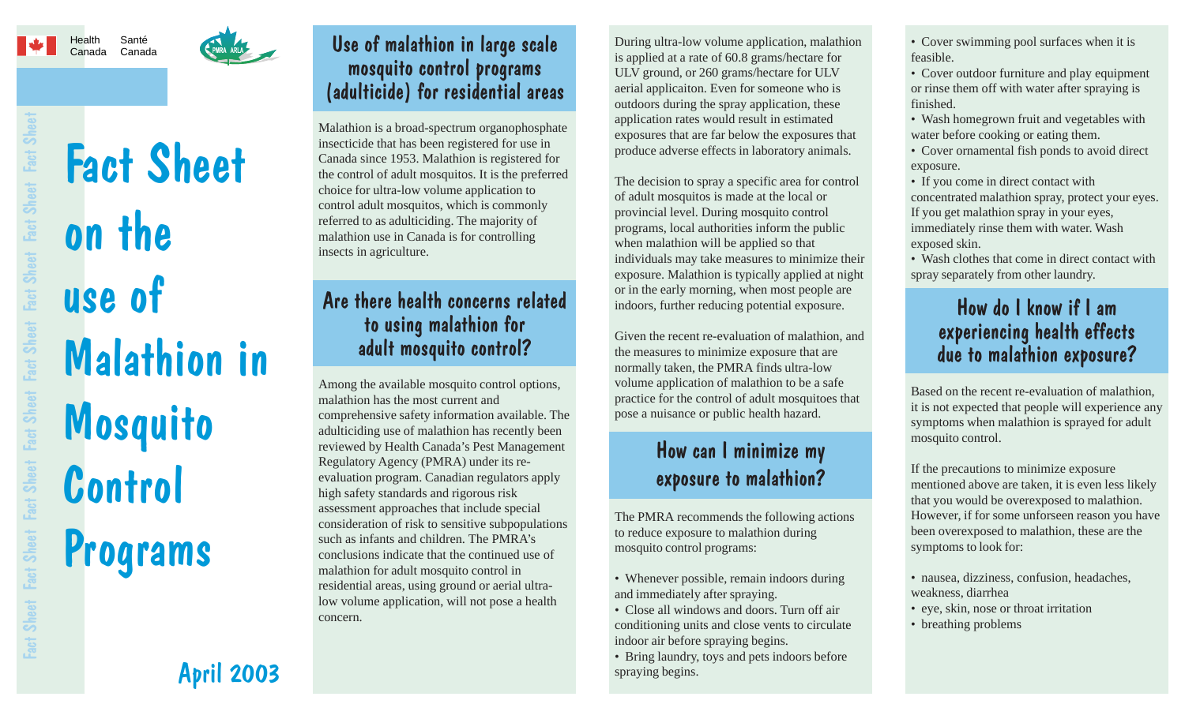Health Canada / Santé Canada

# Fact Sheet on the use of Malathion in Mosquito Control Programs

April 2003

## Use of malathion in large scale mosquito control programs (adulticide) for residential areas

Malathion is a broad-spectrum organophosphate insecticide that has been registered for use in Canada since 1953. Malathion is registered for the control of adult mosquitos. It is the preferred choice for ultra-low volume application to control adult mosquitos, which is commonly referred to as adulticiding. The majority of malathion use in Canada is for controlling insects in agriculture.

## Are there health concerns related to using malathion for adult mosquito control?

Among the available mosquito control options, malathion has the most current and comprehensive safety information available. The adulticiding use of malathion has recently been reviewed by Health Canada's Pest Management Regulatory Agency (PMRA) under its re-evaluation program. Canadian regulators apply high safety standards and rigorous risk assessment approaches that include special consideration of risk to sensitive subpopulations such as infants and children. The PMRA's conclusions indicate that the continued use of malathion for adult mosquito control in residential areas, using ground or aerial ultra-low volume application, will not pose a health concern.

During ultra-low volume application, malathion is applied at a rate of 60.8 grams/hectare for ULV ground, or 260 grams/hectare for ULV aerial applicaiton. Even for someone who is outdoors during the spray application, these application rates would result in estimated exposures that are far below the exposures that produce adverse effects in laboratory animals.

The decision to spray a specific area for control of adult mosquitos is made at the local or provincial level. During mosquito control programs, local authorities inform the public when malathion will be applied so that individuals may take measures to minimize their exposure. Malathion is typically applied at night or in the early morning, when most people are indoors, further reducing potential exposure.

Given the recent re-evaluation of malathion, and the measures to minimize exposure that are normally taken, the PMRA finds ultra-low volume application of malathion to be a safe practice for the control of adult mosquitoes that pose a nuisance or public health hazard.

## How can I minimize my exposure to malathion?

The PMRA recommends the following actions to reduce exposure to malathion during mosquito control programs:

- Whenever possible, remain indoors during and immediately after spraying.
- Close all windows and doors. Turn off air conditioning units and close vents to circulate indoor air before spraying begins.
- Bring laundry, toys and pets indoors before spraying begins.
- Cover swimming pool surfaces when it is feasible.
- Cover outdoor furniture and play equipment or rinse them off with water after spraying is finished.
- Wash homegrown fruit and vegetables with water before cooking or eating them.
- Cover ornamental fish ponds to avoid direct exposure.
- If you come in direct contact with concentrated malathion spray, protect your eyes. If you get malathion spray in your eyes, immediately rinse them with water. Wash exposed skin.
- Wash clothes that come in direct contact with spray separately from other laundry.

## How do I know if I am experiencing health effects due to malathion exposure?

Based on the recent re-evaluation of malathion, it is not expected that people will experience any symptoms when malathion is sprayed for adult mosquito control.

If the precautions to minimize exposure mentioned above are taken, it is even less likely that you would be overexposed to malathion. However, if for some unforseen reason you have been overexposed to malathion, these are the symptoms to look for:

- nausea, dizziness, confusion, headaches, weakness, diarrhea
- eye, skin, nose or throat irritation
- breathing problems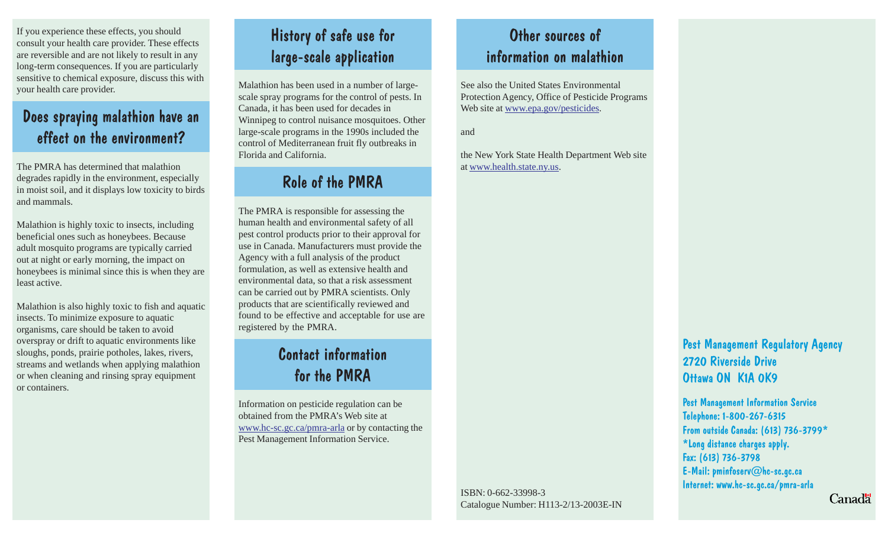If you experience these effects, you should consult your health care provider. These effects are reversible and are not likely to result in any long-term consequences. If you are particularly sensitive to chemical exposure, discuss this with your health care provider.

## Does spraying malathion have an effect on the environment?

The PMRA has determined that malathion degrades rapidly in the environment, especially in moist soil, and it displays low toxicity to birds and mammals.

Malathion is highly toxic to insects, including beneficial ones such as honeybees. Because adult mosquito programs are typically carried out at night or early morning, the impact on honeybees is minimal since this is when they are least active.

Malathion is also highly toxic to fish and aquatic insects. To minimize exposure to aquatic organisms, care should be taken to avoid overspray or drift to aquatic environments like sloughs, ponds, prairie potholes, lakes, rivers, streams and wetlands when applying malathion or when cleaning and rinsing spray equipment or containers.

## History of safe use for large-scale application

Malathion has been used in a number of large-scale spray programs for the control of pests. In Canada, it has been used for decades in Winnipeg to control nuisance mosquitoes. Other large-scale programs in the 1990s included the control of Mediterranean fruit fly outbreaks in Florida and California.

## Role of the PMRA

The PMRA is responsible for assessing the human health and environmental safety of all pest control products prior to their approval for use in Canada. Manufacturers must provide the Agency with a full analysis of the product formulation, as well as extensive health and environmental data, so that a risk assessment can be carried out by PMRA scientists. Only products that are scientifically reviewed and found to be effective and acceptable for use are registered by the PMRA.

## Contact information for the PMRA

Information on pesticide regulation can be obtained from the PMRA's Web site at www.hc-sc.gc.ca/pmra-arla or by contacting the Pest Management Information Service.

## Other sources of information on malathion

See also the United States Environmental Protection Agency, Office of Pesticide Programs Web site at www.epa.gov/pesticides.

and

the New York State Health Department Web site at www.health.state.ny.us.

ISBN: 0-662-33998-3
Catalogue Number: H113-2/13-2003E-IN

**Pest Management Regulatory Agency**
**2720 Riverside Drive**
**Ottawa ON K1A 0K9**

Pest Management Information Service
Telephone: 1-800-267-6315
From outside Canada: (613) 736-3799*
*Long distance charges apply.
Fax: (613) 736-3798
E-Mail: pminfoserv@hc-sc.gc.ca
Internet: www.hc-sc.gc.ca/pmra-arla

Canada